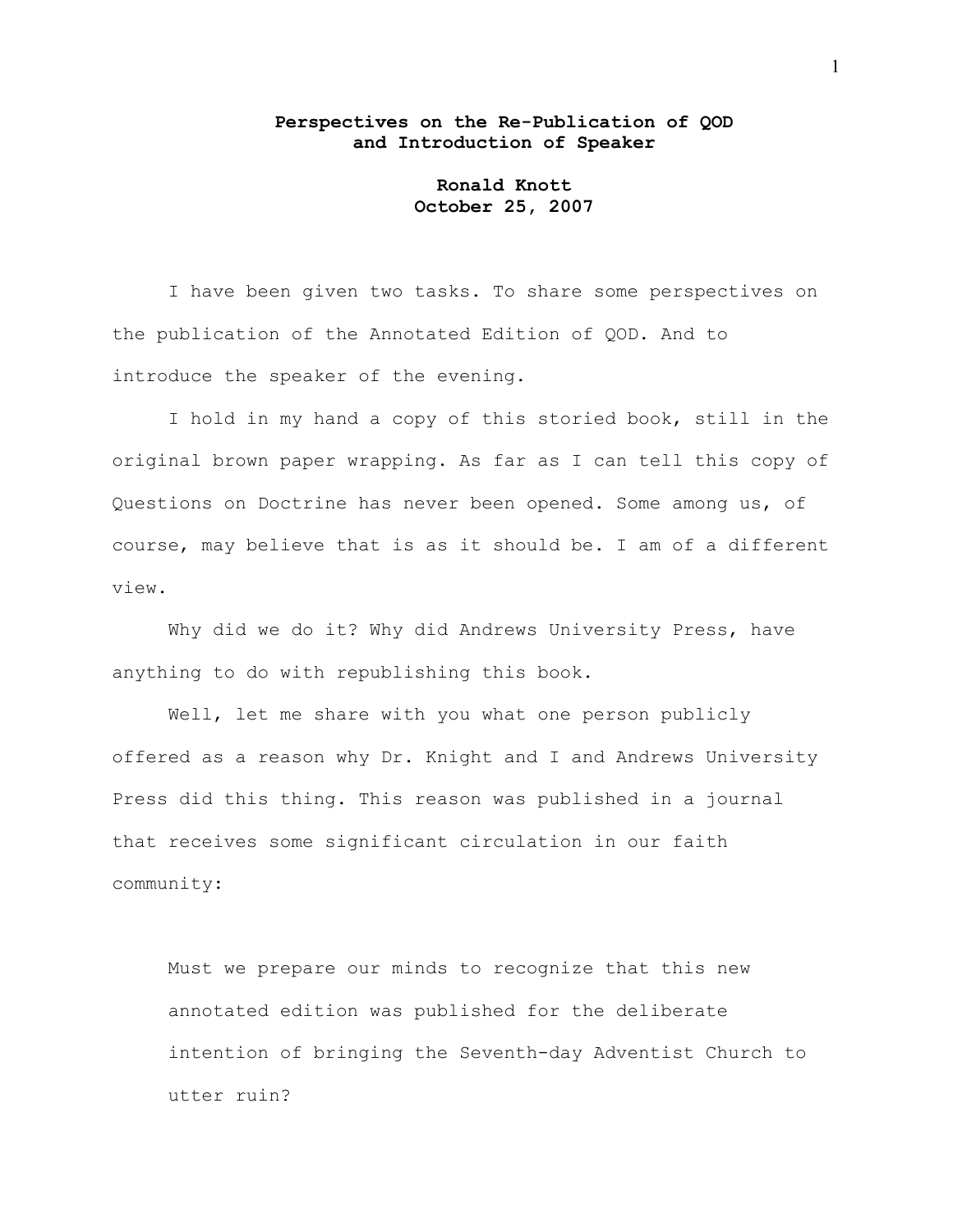# Perspectives on the Re-Publication of QOD and Introduction of Speaker

**Ronald Knott**
**October 25, 2007**

I have been given two tasks. To share some perspectives on the publication of the Annotated Edition of QOD. And to introduce the speaker of the evening.

I hold in my hand a copy of this storied book, still in the original brown paper wrapping. As far as I can tell this copy of Questions on Doctrine has never been opened. Some among us, of course, may believe that is as it should be. I am of a different view.

Why did we do it? Why did Andrews University Press, have anything to do with republishing this book.

Well, let me share with you what one person publicly offered as a reason why Dr. Knight and I and Andrews University Press did this thing. This reason was published in a journal that receives some significant circulation in our faith community:

> Must we prepare our minds to recognize that this new annotated edition was published for the deliberate intention of bringing the Seventh-day Adventist Church to utter ruin?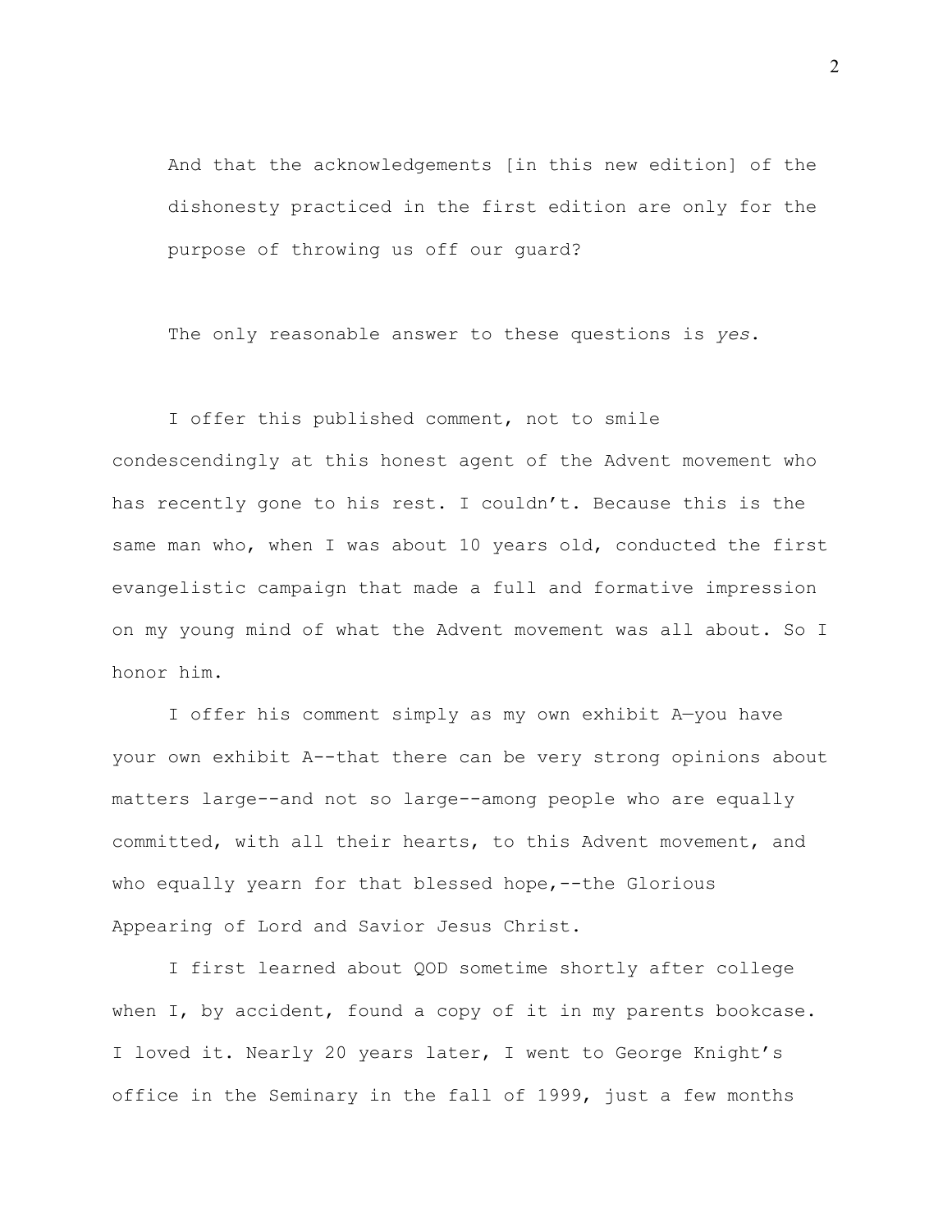> And that the acknowledgements [in this new edition] of the dishonesty practiced in the first edition are only for the purpose of throwing us off our guard?
>
> The only reasonable answer to these questions is *yes*.

I offer this published comment, not to smile condescendingly at this honest agent of the Advent movement who has recently gone to his rest. I couldn't. Because this is the same man who, when I was about 10 years old, conducted the first evangelistic campaign that made a full and formative impression on my young mind of what the Advent movement was all about. So I honor him.

I offer his comment simply as my own exhibit A—you have your own exhibit A--that there can be very strong opinions about matters large--and not so large--among people who are equally committed, with all their hearts, to this Advent movement, and who equally yearn for that blessed hope,--the Glorious Appearing of Lord and Savior Jesus Christ.

I first learned about QOD sometime shortly after college when I, by accident, found a copy of it in my parents bookcase. I loved it. Nearly 20 years later, I went to George Knight's office in the Seminary in the fall of 1999, just a few months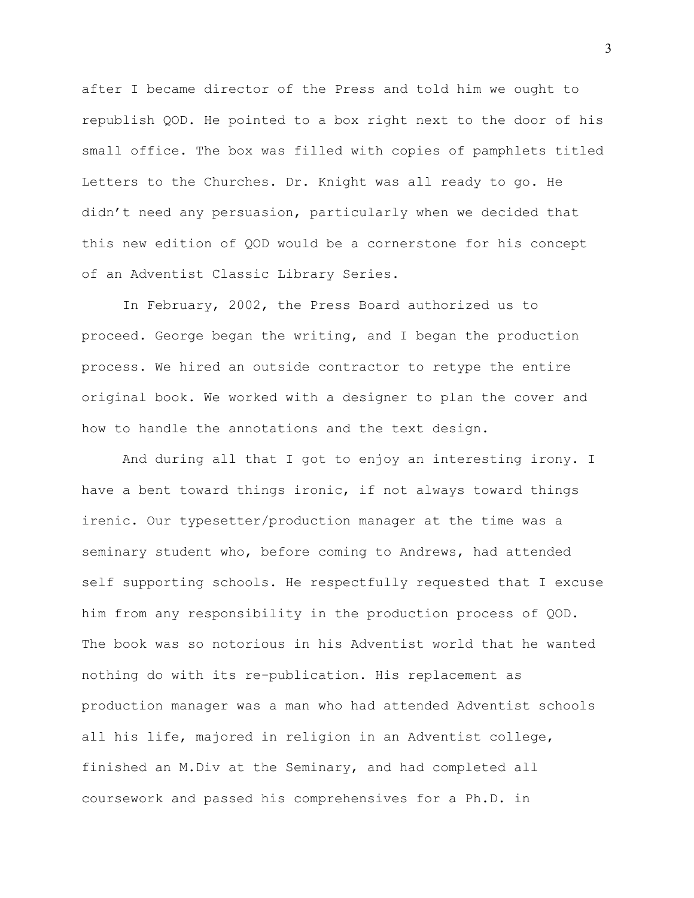after I became director of the Press and told him we ought to republish QOD. He pointed to a box right next to the door of his small office. The box was filled with copies of pamphlets titled Letters to the Churches. Dr. Knight was all ready to go. He didn't need any persuasion, particularly when we decided that this new edition of QOD would be a cornerstone for his concept of an Adventist Classic Library Series.

In February, 2002, the Press Board authorized us to proceed. George began the writing, and I began the production process. We hired an outside contractor to retype the entire original book. We worked with a designer to plan the cover and how to handle the annotations and the text design.

And during all that I got to enjoy an interesting irony. I have a bent toward things ironic, if not always toward things irenic. Our typesetter/production manager at the time was a seminary student who, before coming to Andrews, had attended self supporting schools. He respectfully requested that I excuse him from any responsibility in the production process of QOD. The book was so notorious in his Adventist world that he wanted nothing do with its re-publication. His replacement as production manager was a man who had attended Adventist schools all his life, majored in religion in an Adventist college, finished an M.Div at the Seminary, and had completed all coursework and passed his comprehensives for a Ph.D. in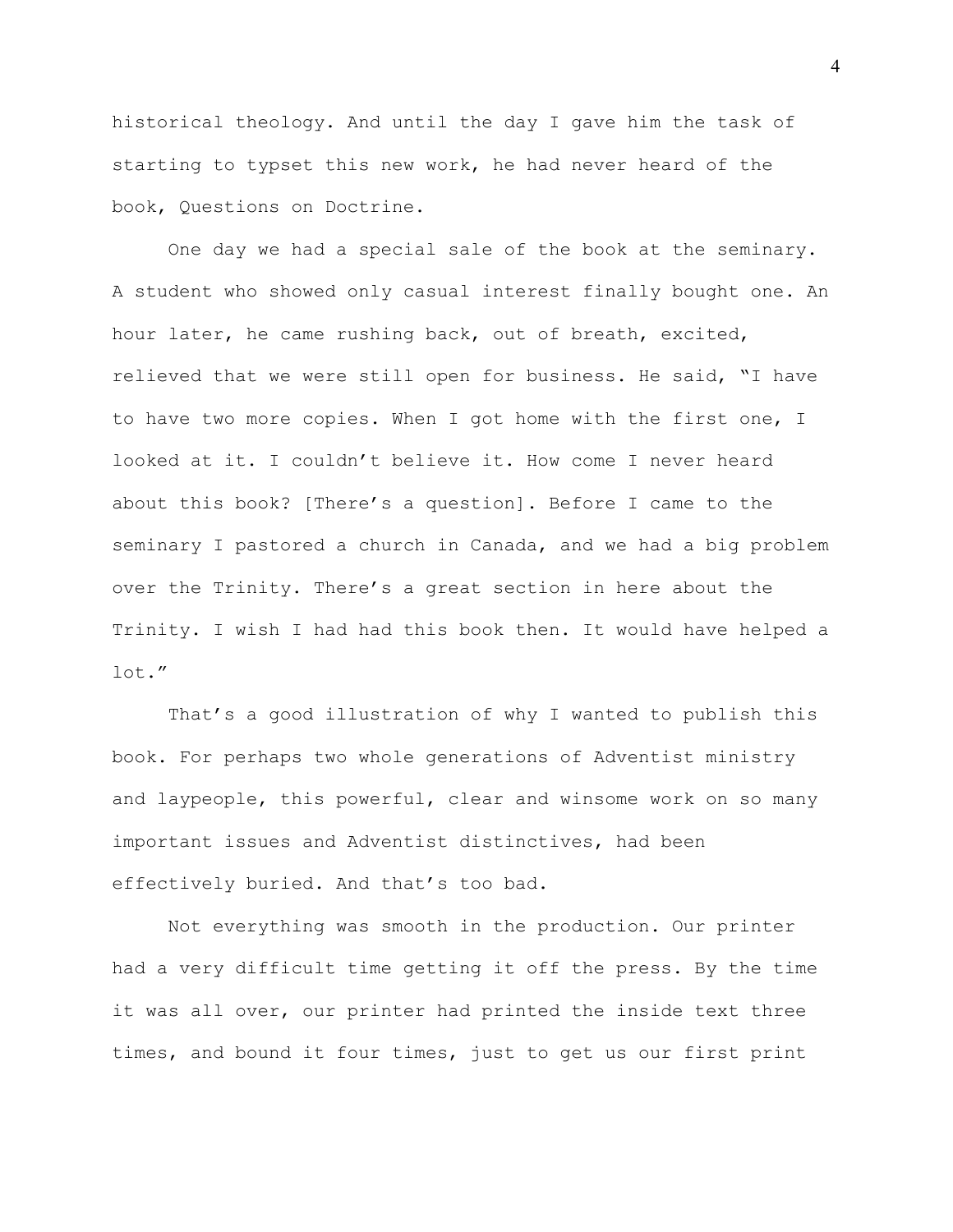historical theology. And until the day I gave him the task of starting to typset this new work, he had never heard of the book, Questions on Doctrine.

One day we had a special sale of the book at the seminary. A student who showed only casual interest finally bought one. An hour later, he came rushing back, out of breath, excited, relieved that we were still open for business. He said, "I have to have two more copies. When I got home with the first one, I looked at it. I couldn't believe it. How come I never heard about this book? [There's a question]. Before I came to the seminary I pastored a church in Canada, and we had a big problem over the Trinity. There's a great section in here about the Trinity. I wish I had had this book then. It would have helped a lot."

That's a good illustration of why I wanted to publish this book. For perhaps two whole generations of Adventist ministry and laypeople, this powerful, clear and winsome work on so many important issues and Adventist distinctives, had been effectively buried. And that's too bad.

Not everything was smooth in the production. Our printer had a very difficult time getting it off the press. By the time it was all over, our printer had printed the inside text three times, and bound it four times, just to get us our first print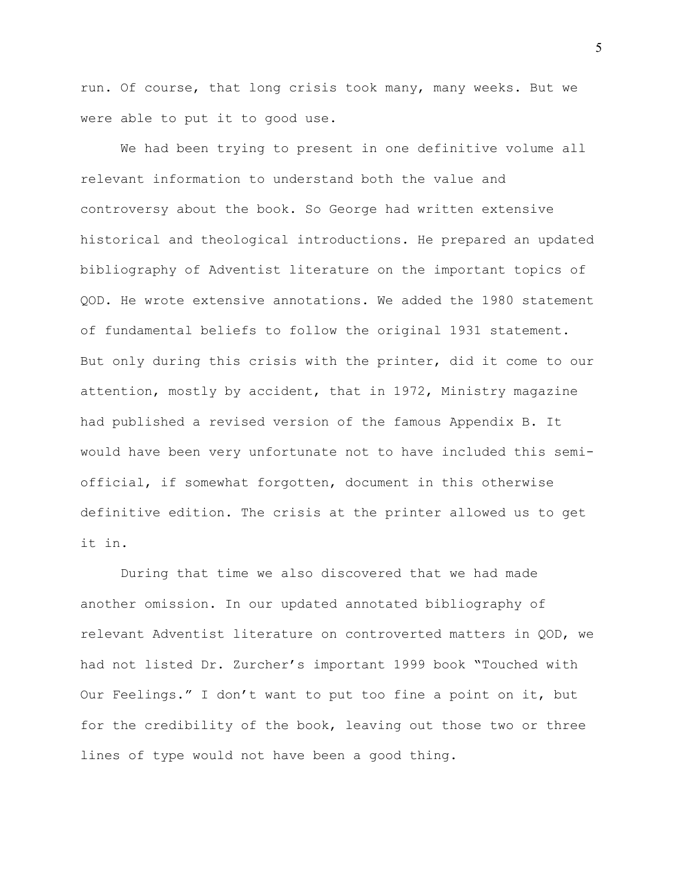run. Of course, that long crisis took many, many weeks. But we were able to put it to good use.

We had been trying to present in one definitive volume all relevant information to understand both the value and controversy about the book. So George had written extensive historical and theological introductions. He prepared an updated bibliography of Adventist literature on the important topics of QOD. He wrote extensive annotations. We added the 1980 statement of fundamental beliefs to follow the original 1931 statement. But only during this crisis with the printer, did it come to our attention, mostly by accident, that in 1972, Ministry magazine had published a revised version of the famous Appendix B. It would have been very unfortunate not to have included this semi-official, if somewhat forgotten, document in this otherwise definitive edition. The crisis at the printer allowed us to get it in.

During that time we also discovered that we had made another omission. In our updated annotated bibliography of relevant Adventist literature on controverted matters in QOD, we had not listed Dr. Zurcher's important 1999 book "Touched with Our Feelings." I don't want to put too fine a point on it, but for the credibility of the book, leaving out those two or three lines of type would not have been a good thing.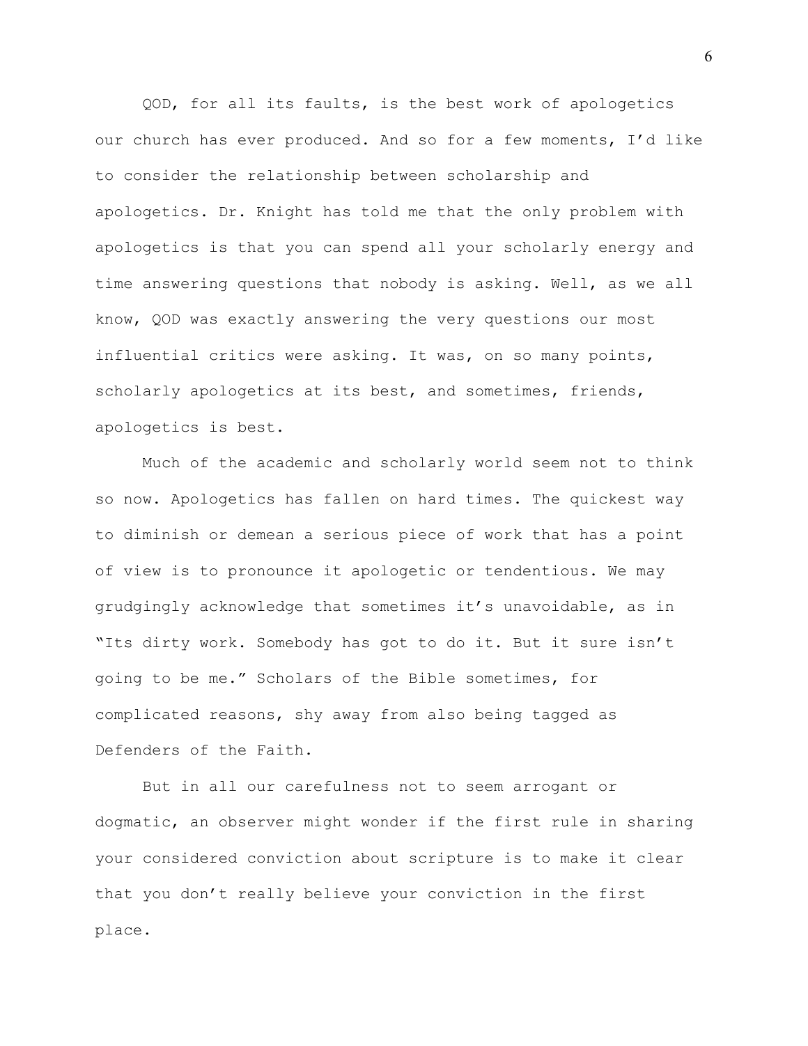QOD, for all its faults, is the best work of apologetics our church has ever produced. And so for a few moments, I'd like to consider the relationship between scholarship and apologetics. Dr. Knight has told me that the only problem with apologetics is that you can spend all your scholarly energy and time answering questions that nobody is asking. Well, as we all know, QOD was exactly answering the very questions our most influential critics were asking. It was, on so many points, scholarly apologetics at its best, and sometimes, friends, apologetics is best.

Much of the academic and scholarly world seem not to think so now. Apologetics has fallen on hard times. The quickest way to diminish or demean a serious piece of work that has a point of view is to pronounce it apologetic or tendentious. We may grudgingly acknowledge that sometimes it's unavoidable, as in "Its dirty work. Somebody has got to do it. But it sure isn't going to be me." Scholars of the Bible sometimes, for complicated reasons, shy away from also being tagged as Defenders of the Faith.

But in all our carefulness not to seem arrogant or dogmatic, an observer might wonder if the first rule in sharing your considered conviction about scripture is to make it clear that you don't really believe your conviction in the first place.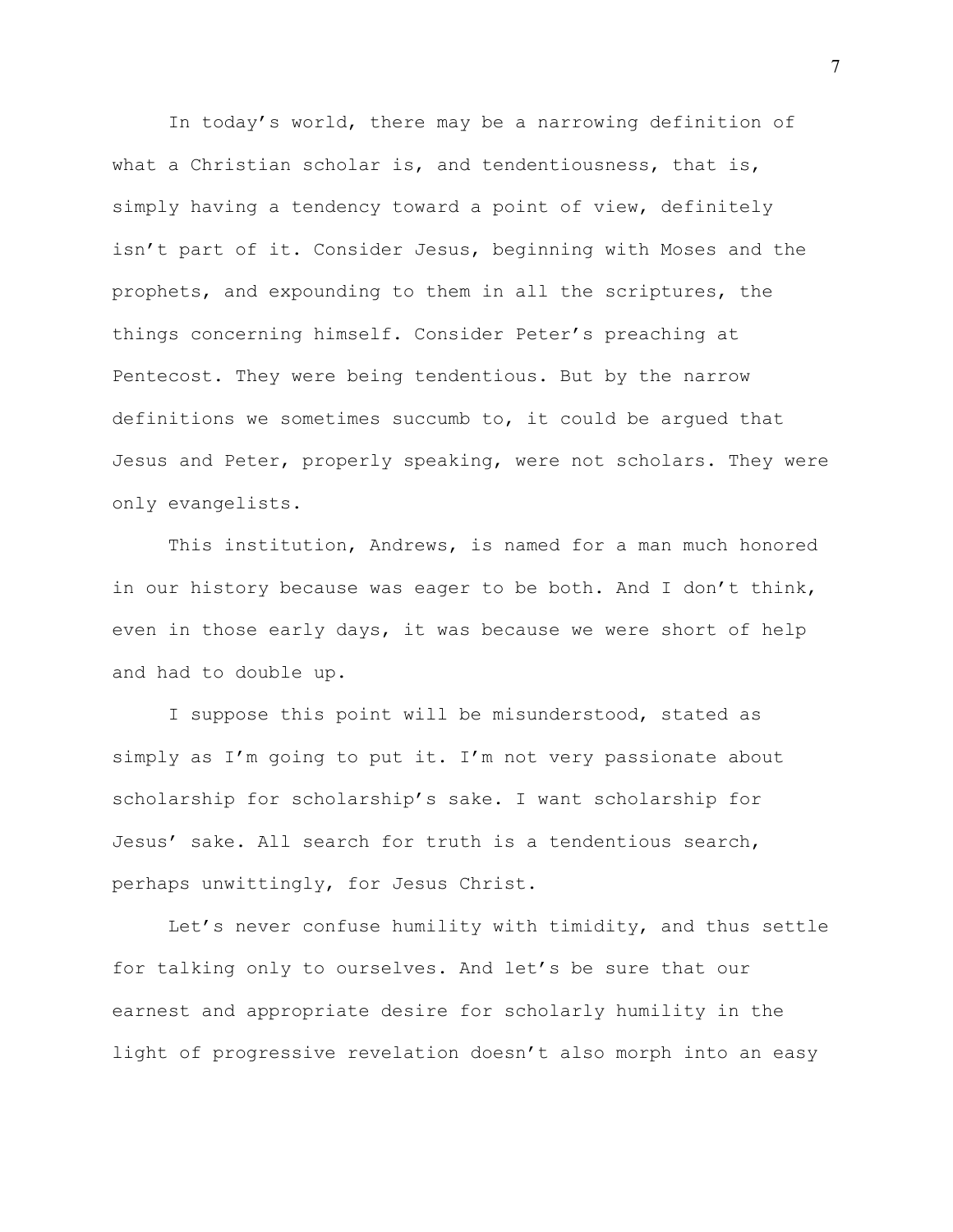In today's world, there may be a narrowing definition of what a Christian scholar is, and tendentiousness, that is, simply having a tendency toward a point of view, definitely isn't part of it. Consider Jesus, beginning with Moses and the prophets, and expounding to them in all the scriptures, the things concerning himself. Consider Peter's preaching at Pentecost. They were being tendentious. But by the narrow definitions we sometimes succumb to, it could be argued that Jesus and Peter, properly speaking, were not scholars. They were only evangelists.

This institution, Andrews, is named for a man much honored in our history because was eager to be both. And I don't think, even in those early days, it was because we were short of help and had to double up.

I suppose this point will be misunderstood, stated as simply as I'm going to put it. I'm not very passionate about scholarship for scholarship's sake. I want scholarship for Jesus' sake. All search for truth is a tendentious search, perhaps unwittingly, for Jesus Christ.

Let's never confuse humility with timidity, and thus settle for talking only to ourselves. And let's be sure that our earnest and appropriate desire for scholarly humility in the light of progressive revelation doesn't also morph into an easy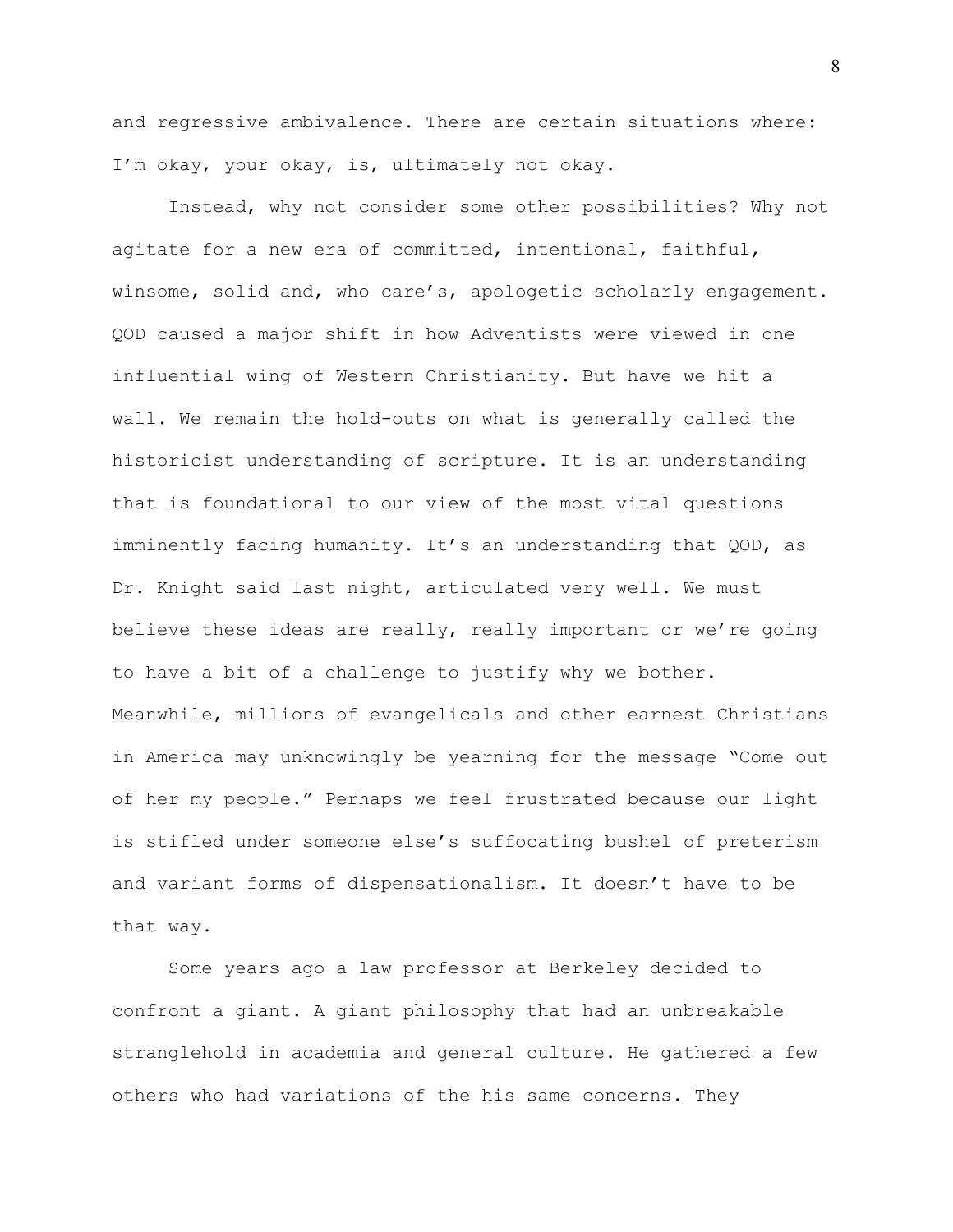and regressive ambivalence. There are certain situations where: I'm okay, your okay, is, ultimately not okay.

Instead, why not consider some other possibilities? Why not agitate for a new era of committed, intentional, faithful, winsome, solid and, who care's, apologetic scholarly engagement. QOD caused a major shift in how Adventists were viewed in one influential wing of Western Christianity. But have we hit a wall. We remain the hold-outs on what is generally called the historicist understanding of scripture. It is an understanding that is foundational to our view of the most vital questions imminently facing humanity. It's an understanding that QOD, as Dr. Knight said last night, articulated very well. We must believe these ideas are really, really important or we're going to have a bit of a challenge to justify why we bother. Meanwhile, millions of evangelicals and other earnest Christians in America may unknowingly be yearning for the message "Come out of her my people." Perhaps we feel frustrated because our light is stifled under someone else's suffocating bushel of preterism and variant forms of dispensationalism. It doesn't have to be that way.

Some years ago a law professor at Berkeley decided to confront a giant. A giant philosophy that had an unbreakable stranglehold in academia and general culture. He gathered a few others who had variations of the his same concerns. They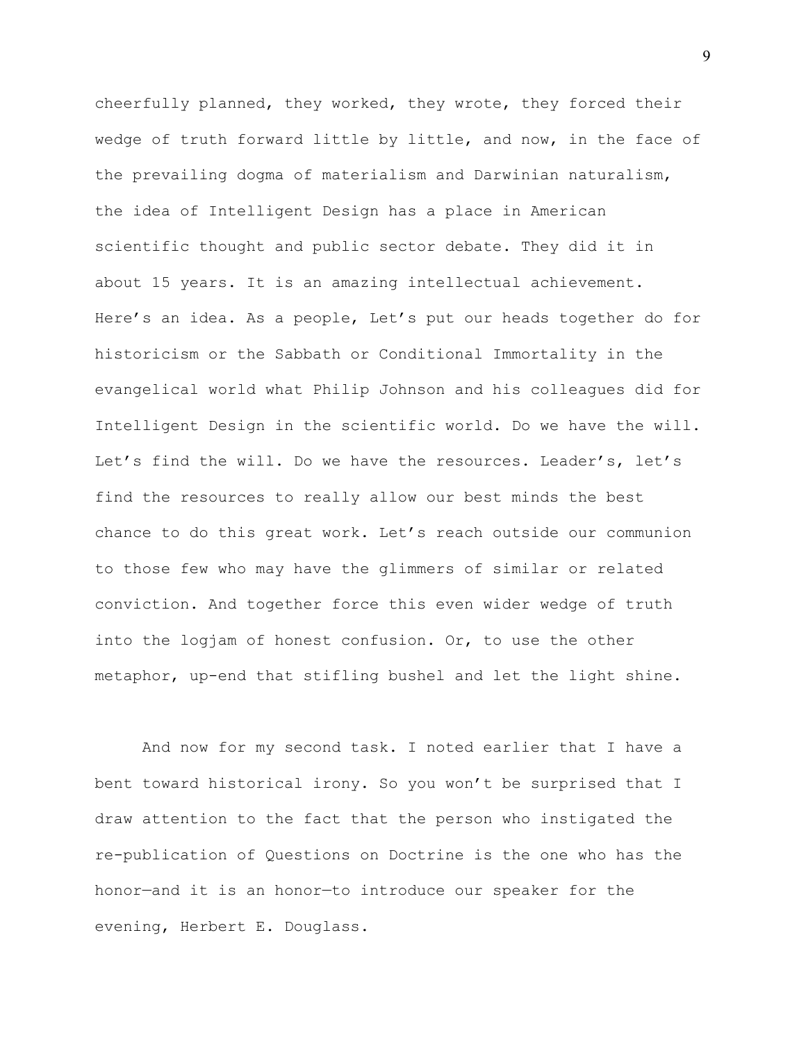cheerfully planned, they worked, they wrote, they forced their wedge of truth forward little by little, and now, in the face of the prevailing dogma of materialism and Darwinian naturalism, the idea of Intelligent Design has a place in American scientific thought and public sector debate. They did it in about 15 years. It is an amazing intellectual achievement. Here's an idea. As a people, Let's put our heads together do for historicism or the Sabbath or Conditional Immortality in the evangelical world what Philip Johnson and his colleagues did for Intelligent Design in the scientific world. Do we have the will. Let's find the will. Do we have the resources. Leader's, let's find the resources to really allow our best minds the best chance to do this great work. Let's reach outside our communion to those few who may have the glimmers of similar or related conviction. And together force this even wider wedge of truth into the logjam of honest confusion. Or, to use the other metaphor, up-end that stifling bushel and let the light shine.

And now for my second task. I noted earlier that I have a bent toward historical irony. So you won't be surprised that I draw attention to the fact that the person who instigated the re-publication of Questions on Doctrine is the one who has the honor—and it is an honor—to introduce our speaker for the evening, Herbert E. Douglass.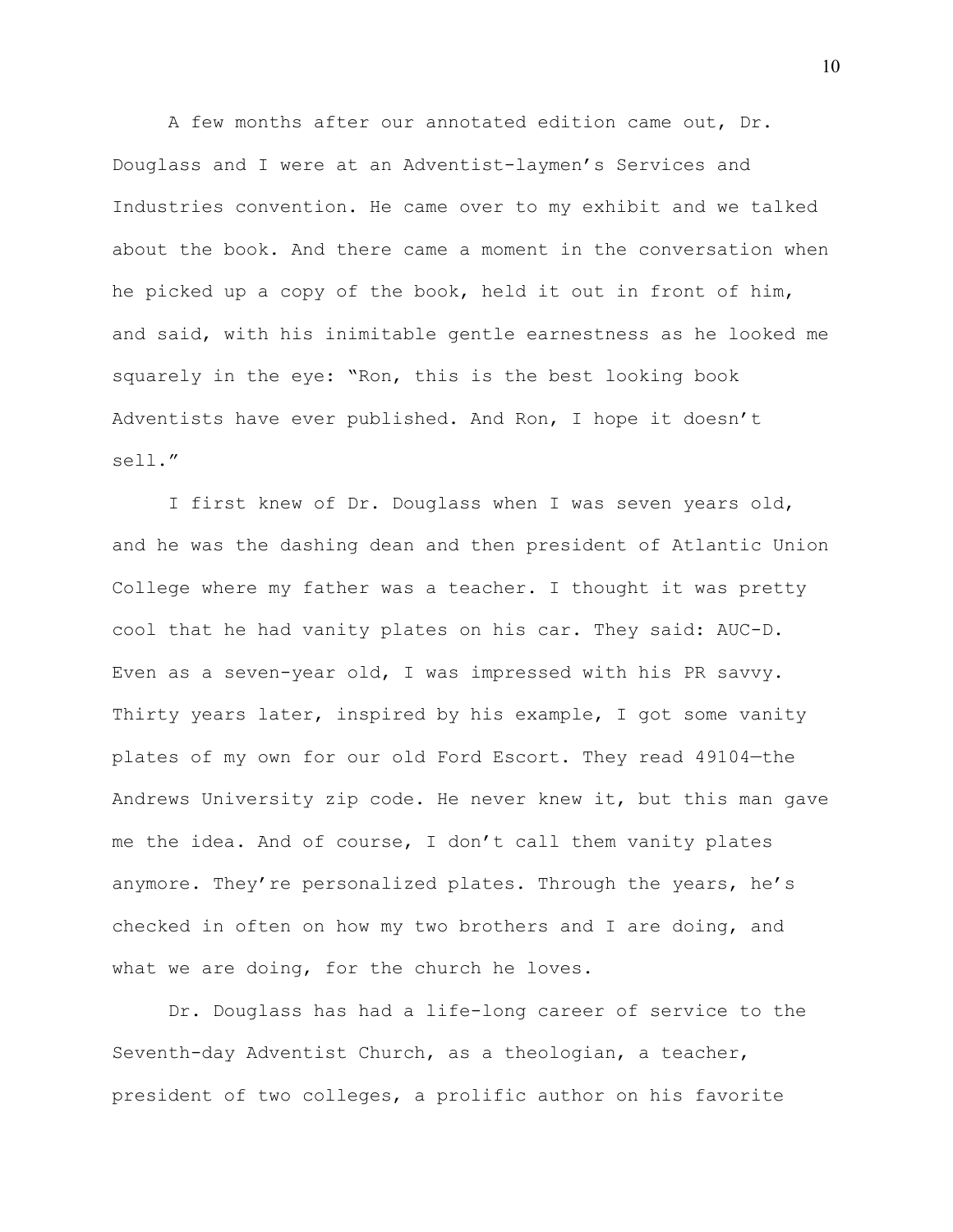A few months after our annotated edition came out, Dr. Douglass and I were at an Adventist-laymen's Services and Industries convention. He came over to my exhibit and we talked about the book. And there came a moment in the conversation when he picked up a copy of the book, held it out in front of him, and said, with his inimitable gentle earnestness as he looked me squarely in the eye: "Ron, this is the best looking book Adventists have ever published. And Ron, I hope it doesn't sell."

I first knew of Dr. Douglass when I was seven years old, and he was the dashing dean and then president of Atlantic Union College where my father was a teacher. I thought it was pretty cool that he had vanity plates on his car. They said: AUC-D. Even as a seven-year old, I was impressed with his PR savvy. Thirty years later, inspired by his example, I got some vanity plates of my own for our old Ford Escort. They read 49104—the Andrews University zip code. He never knew it, but this man gave me the idea. And of course, I don't call them vanity plates anymore. They're personalized plates. Through the years, he's checked in often on how my two brothers and I are doing, and what we are doing, for the church he loves.

Dr. Douglass has had a life-long career of service to the Seventh-day Adventist Church, as a theologian, a teacher, president of two colleges, a prolific author on his favorite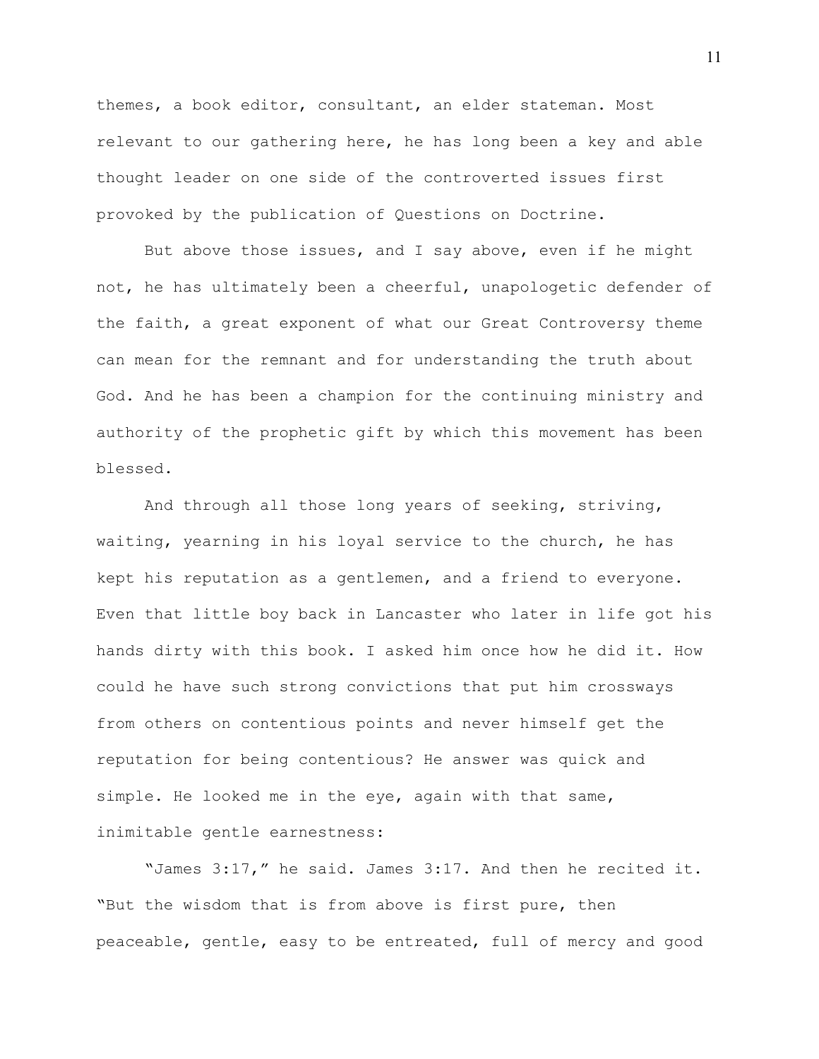themes, a book editor, consultant, an elder stateman. Most relevant to our gathering here, he has long been a key and able thought leader on one side of the controverted issues first provoked by the publication of Questions on Doctrine.

But above those issues, and I say above, even if he might not, he has ultimately been a cheerful, unapologetic defender of the faith, a great exponent of what our Great Controversy theme can mean for the remnant and for understanding the truth about God. And he has been a champion for the continuing ministry and authority of the prophetic gift by which this movement has been blessed.

And through all those long years of seeking, striving, waiting, yearning in his loyal service to the church, he has kept his reputation as a gentlemen, and a friend to everyone. Even that little boy back in Lancaster who later in life got his hands dirty with this book. I asked him once how he did it. How could he have such strong convictions that put him crossways from others on contentious points and never himself get the reputation for being contentious? He answer was quick and simple. He looked me in the eye, again with that same, inimitable gentle earnestness:

"James 3:17," he said. James 3:17. And then he recited it. "But the wisdom that is from above is first pure, then peaceable, gentle, easy to be entreated, full of mercy and good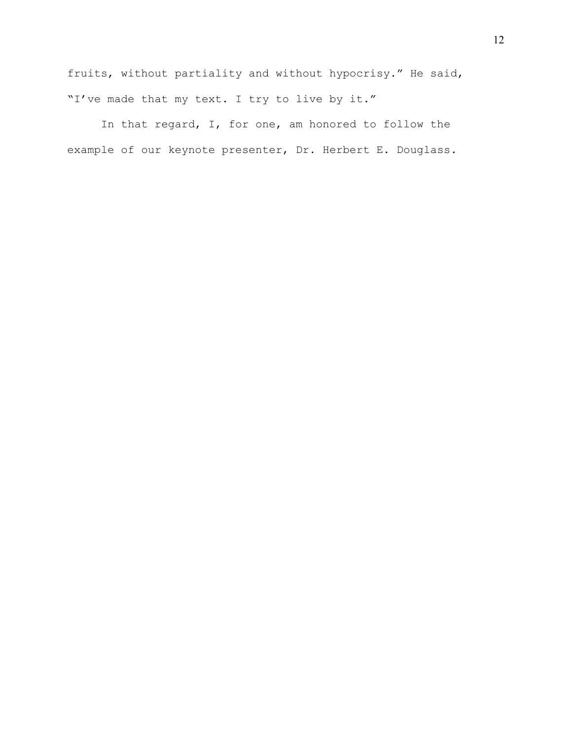fruits, without partiality and without hypocrisy." He said, "I've made that my text. I try to live by it."

In that regard, I, for one, am honored to follow the example of our keynote presenter, Dr. Herbert E. Douglass.